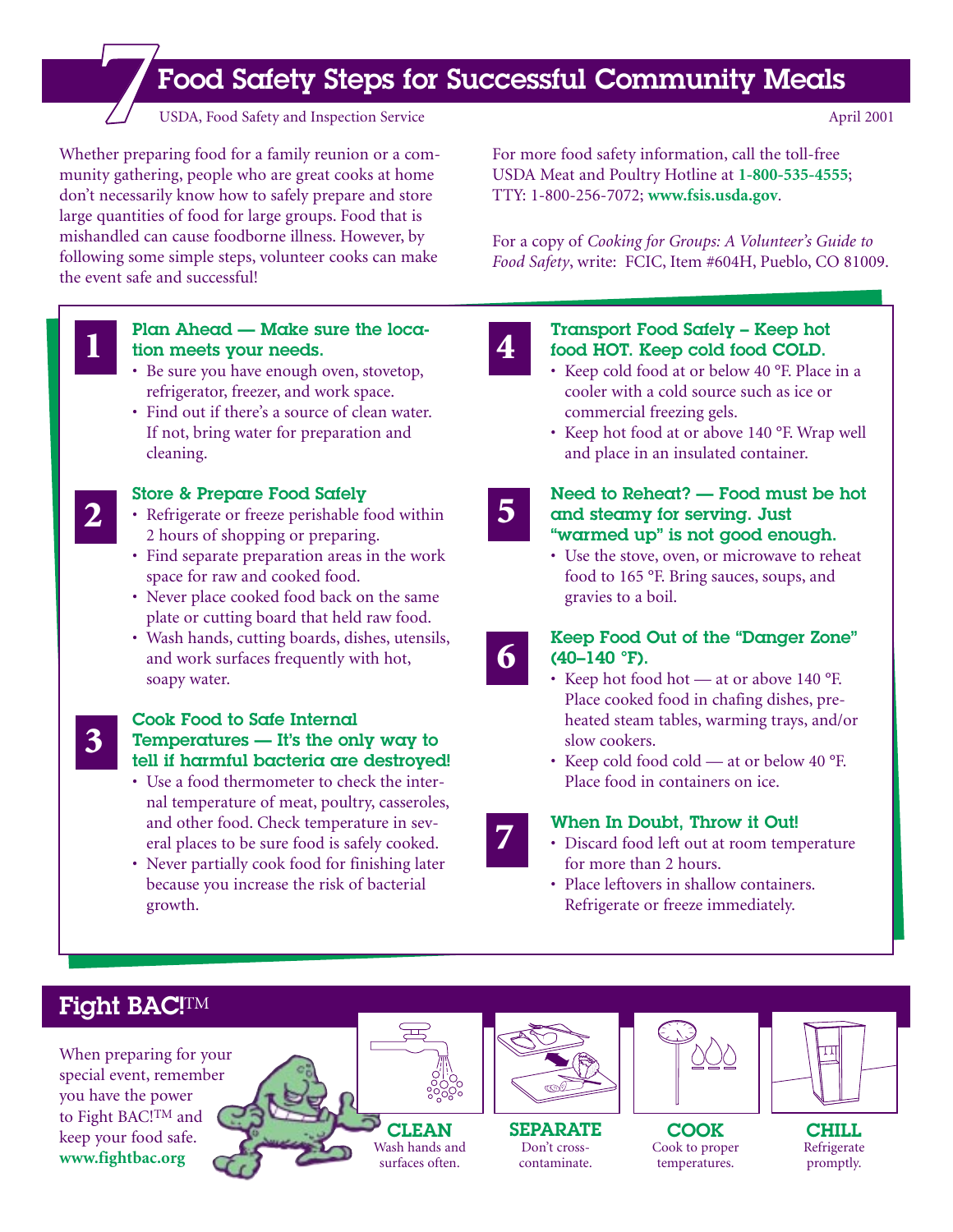# 7 Food Safety Steps for Successful Community Meals

USDA, Food Safety and Inspection Service

April 2001

Whether preparing food for a family reunion or a community gathering, people who are great cooks at home don't necessarily know how to safely prepare and store large quantities of food for large groups. Food that is mishandled can cause foodborne illness. However, by following some simple steps, volunteer cooks can make the event safe and successful!

For more food safety information, call the toll-free USDA Meat and Poultry Hotline at **1-800-535-4555**; TTY: 1-800-256-7072; **www.fsis.usda.gov**.

For a copy of *Cooking for Groups: A Volunteer's Guide to Food Safety*, write: FCIC, Item #604H, Pueblo, CO 81009.

## 1 Plan Ahead — Make sure the location meets your needs.

- Be sure you have enough oven, stovetop, refrigerator, freezer, and work space.
- Find out if there's a source of clean water. If not, bring water for preparation and cleaning.

## 2 Store & Prepare Food Safely

- Refrigerate or freeze perishable food within 2 hours of shopping or preparing.
- Find separate preparation areas in the work space for raw and cooked food.
- Never place cooked food back on the same plate or cutting board that held raw food.
- Wash hands, cutting boards, dishes, utensils, and work surfaces frequently with hot, soapy water.

## 3 Cook Food to Safe Internal Temperatures — It's the only way to tell if harmful bacteria are destroyed!

- Use a food thermometer to check the internal temperature of meat, poultry, casseroles, and other food. Check temperature in several places to be sure food is safely cooked.
- Never partially cook food for finishing later because you increase the risk of bacterial growth.

## 4 Transport Food Safely – Keep hot food HOT. Keep cold food COLD.

- Keep cold food at or below 40 °F. Place in a cooler with a cold source such as ice or commercial freezing gels.
- Keep hot food at or above 140 °F. Wrap well and place in an insulated container.

## 5 Need to Reheat? — Food must be hot and steamy for serving. Just "warmed up" is not good enough.

- Use the stove, oven, or microwave to reheat food to 165 °F. Bring sauces, soups, and gravies to a boil.

## 6 Keep Food Out of the "Danger Zone" (40–140 °F).

- Keep hot food hot — at or above 140 °F. Place cooked food in chafing dishes, preheated steam tables, warming trays, and/or slow cookers.
- Keep cold food cold — at or below 40 °F. Place food in containers on ice.

## 7 When In Doubt, Throw it Out!

- Discard food left out at room temperature for more than 2 hours.
- Place leftovers in shallow containers. Refrigerate or freeze immediately.

## Fight BAC!™

When preparing for your special event, remember you have the power to Fight BAC!™ and keep your food safe. **www.fightbac.org**

**CLEAN** Wash hands and surfaces often.

**SEPARATE** Don't cross-contaminate.

**COOK** Cook to proper temperatures.

**CHILL** Refrigerate promptly.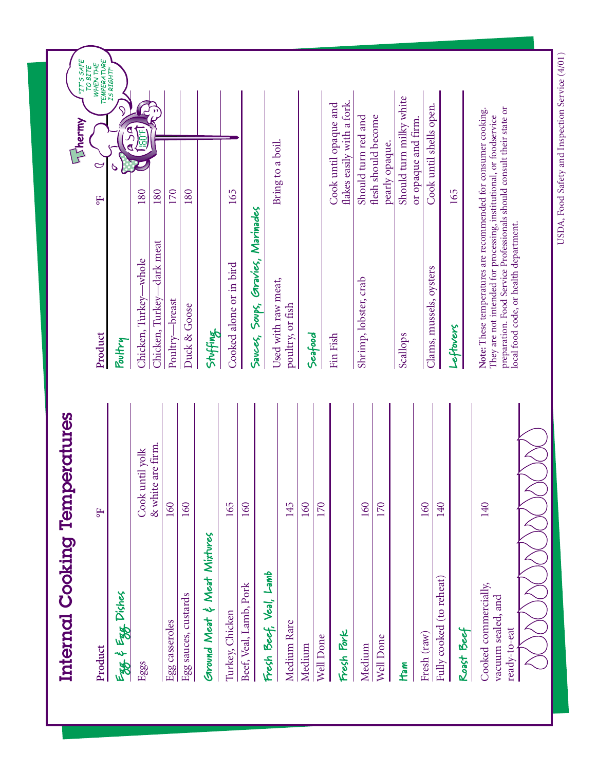# Internal Cooking Temperatures

| Product | °F |
|---|---|
| **Egg & Egg Dishes** | |
| Eggs | Cook until yolk & white are firm. |
| Egg casseroles | 160 |
| Egg sauces, custards | 160 |
| **Ground Meat & Meat Mixtures** | |
| Turkey, Chicken | 165 |
| Beef, Veal, Lamb, Pork | 160 |
| **Fresh Beef, Veal, Lamb** | |
| Medium Rare | 145 |
| Medium | 160 |
| Well Done | 170 |
| **Fresh Pork** | |
| Medium | 160 |
| Well Done | 170 |
| **Ham** | |
| Fresh (raw) | 160 |
| Fully cooked (to reheat) | 140 |
| **Roast Beef** | |
| Cooked commercially, vacuum sealed, and ready-to-eat | 140 |

| Product | °F |
|---|---|
| **Poultry** | |
| Chicken, Turkey—whole | 180 |
| Chicken, Turkey—dark meat | 180 |
| Poultry—breast | 170 |
| Duck & Goose | 180 |
| **Stuffing** | |
| Cooked alone or in bird | 165 |
| **Sauces, Soups, Gravies, Marinades** | |
| Used with raw meat, poultry, or fish | Bring to a boil. |
| **Seafood** | |
| Fin Fish | Cook until opaque and flakes easily with a fork. |
| Shrimp, lobster, crab | Should turn red and flesh should become pearly opaque. |
| Scallops | Should turn milky white or opaque and firm. |
| Clams, mussels, oysters | Cook until shells open. |
| **Leftovers** | 165 |

"It's safe to bite when the temperature is right!"

**Note:** These temperatures are recommended for consumer cooking. They are not intended for processing, institutional, or foodservice preparation. Food Service Professionals should consult their state or local food code, or health department.

USDA, Food Safety and Inspection Service (4/01)